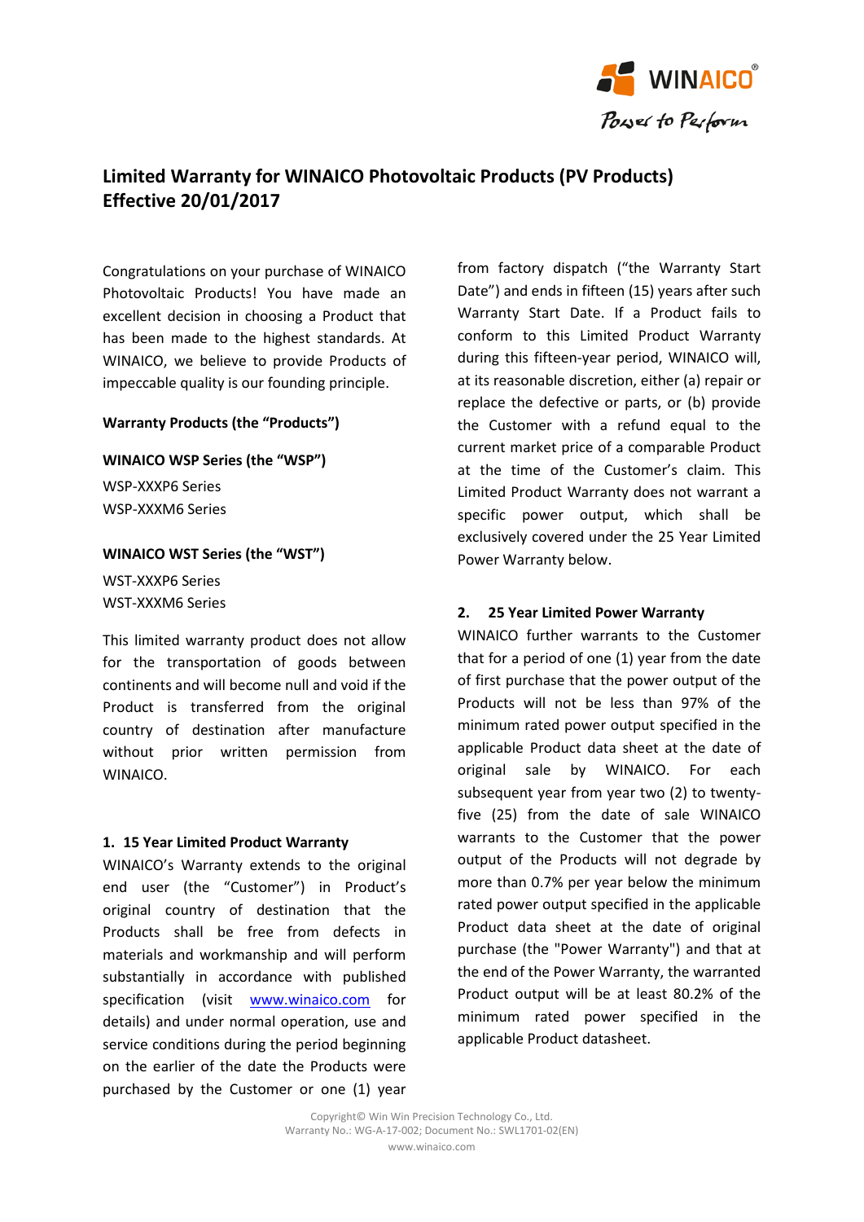# Limited Warranty for WINAICO Photovoltaic Products (PV Products) Effective 20/01/2017

Congratulations on your purchase of WINAICO Photovoltaic Products! You have made an excellent decision in choosing a Product that has been made to the highest standards. At WINAICO, we believe to provide Products of impeccable quality is our founding principle.

**Warranty Products (the "Products")**

**WINAICO WSP Series (the "WSP")**

WSP-XXXP6 Series
WSP-XXXM6 Series

**WINAICO WST Series (the "WST")**

WST-XXXP6 Series
WST-XXXM6 Series

This limited warranty product does not allow for the transportation of goods between continents and will become null and void if the Product is transferred from the original country of destination after manufacture without prior written permission from WINAICO.

## 1. 15 Year Limited Product Warranty

WINAICO's Warranty extends to the original end user (the "Customer") in Product's original country of destination that the Products shall be free from defects in materials and workmanship and will perform substantially in accordance with published specification (visit www.winaico.com for details) and under normal operation, use and service conditions during the period beginning on the earlier of the date the Products were purchased by the Customer or one (1) year from factory dispatch ("the Warranty Start Date") and ends in fifteen (15) years after such Warranty Start Date. If a Product fails to conform to this Limited Product Warranty during this fifteen-year period, WINAICO will, at its reasonable discretion, either (a) repair or replace the defective or parts, or (b) provide the Customer with a refund equal to the current market price of a comparable Product at the time of the Customer's claim. This Limited Product Warranty does not warrant a specific power output, which shall be exclusively covered under the 25 Year Limited Power Warranty below.

## 2. 25 Year Limited Power Warranty

WINAICO further warrants to the Customer that for a period of one (1) year from the date of first purchase that the power output of the Products will not be less than 97% of the minimum rated power output specified in the applicable Product data sheet at the date of original sale by WINAICO. For each subsequent year from year two (2) to twenty-five (25) from the date of sale WINAICO warrants to the Customer that the power output of the Products will not degrade by more than 0.7% per year below the minimum rated power output specified in the applicable Product data sheet at the date of original purchase (the "Power Warranty") and that at the end of the Power Warranty, the warranted Product output will be at least 80.2% of the minimum rated power specified in the applicable Product datasheet.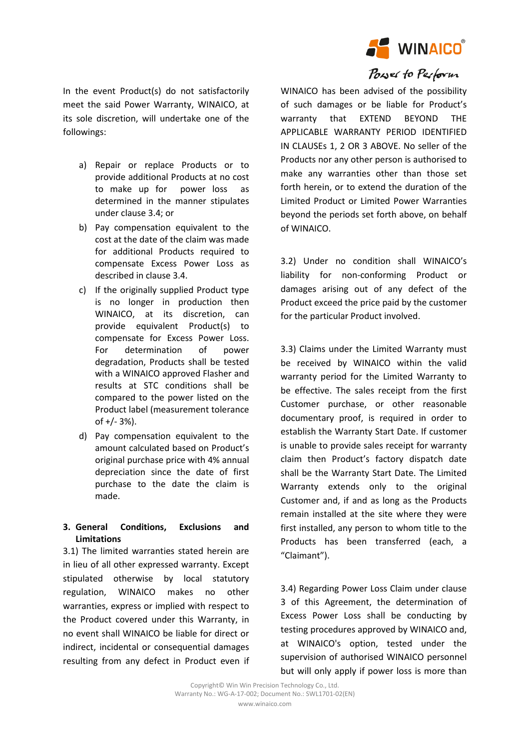In the event Product(s) do not satisfactorily meet the said Power Warranty, WINAICO, at its sole discretion, will undertake one of the followings:

a) Repair or replace Products or to provide additional Products at no cost to make up for power loss as determined in the manner stipulates under clause 3.4; or
b) Pay compensation equivalent to the cost at the date of the claim was made for additional Products required to compensate Excess Power Loss as described in clause 3.4.
c) If the originally supplied Product type is no longer in production then WINAICO, at its discretion, can provide equivalent Product(s) to compensate for Excess Power Loss. For determination of power degradation, Products shall be tested with a WINAICO approved Flasher and results at STC conditions shall be compared to the power listed on the Product label (measurement tolerance of +/- 3%).
d) Pay compensation equivalent to the amount calculated based on Product's original purchase price with 4% annual depreciation since the date of first purchase to the date the claim is made.

## 3. General Conditions, Exclusions and Limitations

3.1) The limited warranties stated herein are in lieu of all other expressed warranty. Except stipulated otherwise by local statutory regulation, WINAICO makes no other warranties, express or implied with respect to the Product covered under this Warranty, in no event shall WINAICO be liable for direct or indirect, incidental or consequential damages resulting from any defect in Product even if WINAICO has been advised of the possibility of such damages or be liable for Product's warranty that EXTEND BEYOND THE APPLICABLE WARRANTY PERIOD IDENTIFIED IN CLAUSEs 1, 2 OR 3 ABOVE. No seller of the Products nor any other person is authorised to make any warranties other than those set forth herein, or to extend the duration of the Limited Product or Limited Power Warranties beyond the periods set forth above, on behalf of WINAICO.

3.2) Under no condition shall WINAICO's liability for non-conforming Product or damages arising out of any defect of the Product exceed the price paid by the customer for the particular Product involved.

3.3) Claims under the Limited Warranty must be received by WINAICO within the valid warranty period for the Limited Warranty to be effective. The sales receipt from the first Customer purchase, or other reasonable documentary proof, is required in order to establish the Warranty Start Date. If customer is unable to provide sales receipt for warranty claim then Product's factory dispatch date shall be the Warranty Start Date. The Limited Warranty extends only to the original Customer and, if and as long as the Products remain installed at the site where they were first installed, any person to whom title to the Products has been transferred (each, a "Claimant").

3.4) Regarding Power Loss Claim under clause 3 of this Agreement, the determination of Excess Power Loss shall be conducting by testing procedures approved by WINAICO and, at WINAICO's option, tested under the supervision of authorised WINAICO personnel but will only apply if power loss is more than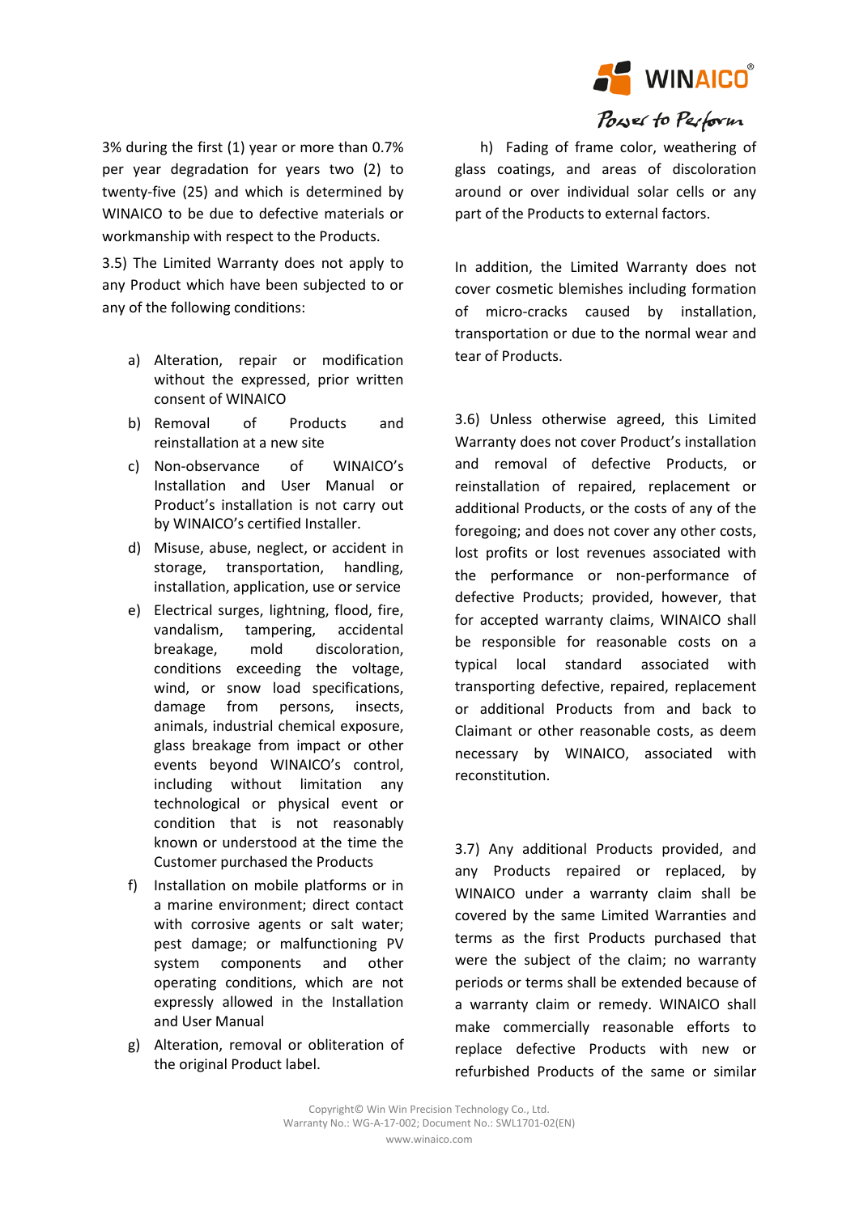3% during the first (1) year or more than 0.7% per year degradation for years two (2) to twenty-five (25) and which is determined by WINAICO to be due to defective materials or workmanship with respect to the Products.

3.5) The Limited Warranty does not apply to any Product which have been subjected to or any of the following conditions:

a) Alteration, repair or modification without the expressed, prior written consent of WINAICO
b) Removal of Products and reinstallation at a new site
c) Non-observance of WINAICO's Installation and User Manual or Product's installation is not carry out by WINAICO's certified Installer.
d) Misuse, abuse, neglect, or accident in storage, transportation, handling, installation, application, use or service
e) Electrical surges, lightning, flood, fire, vandalism, tampering, accidental breakage, mold discoloration, conditions exceeding the voltage, wind, or snow load specifications, damage from persons, insects, animals, industrial chemical exposure, glass breakage from impact or other events beyond WINAICO's control, including without limitation any technological or physical event or condition that is not reasonably known or understood at the time the Customer purchased the Products
f) Installation on mobile platforms or in a marine environment; direct contact with corrosive agents or salt water; pest damage; or malfunctioning PV system components and other operating conditions, which are not expressly allowed in the Installation and User Manual
g) Alteration, removal or obliteration of the original Product label.
h) Fading of frame color, weathering of glass coatings, and areas of discoloration around or over individual solar cells or any part of the Products to external factors.

In addition, the Limited Warranty does not cover cosmetic blemishes including formation of micro-cracks caused by installation, transportation or due to the normal wear and tear of Products.

3.6) Unless otherwise agreed, this Limited Warranty does not cover Product's installation and removal of defective Products, or reinstallation of repaired, replacement or additional Products, or the costs of any of the foregoing; and does not cover any other costs, lost profits or lost revenues associated with the performance or non-performance of defective Products; provided, however, that for accepted warranty claims, WINAICO shall be responsible for reasonable costs on a typical local standard associated with transporting defective, repaired, replacement or additional Products from and back to Claimant or other reasonable costs, as deem necessary by WINAICO, associated with reconstitution.

3.7) Any additional Products provided, and any Products repaired or replaced, by WINAICO under a warranty claim shall be covered by the same Limited Warranties and terms as the first Products purchased that were the subject of the claim; no warranty periods or terms shall be extended because of a warranty claim or remedy. WINAICO shall make commercially reasonable efforts to replace defective Products with new or refurbished Products of the same or similar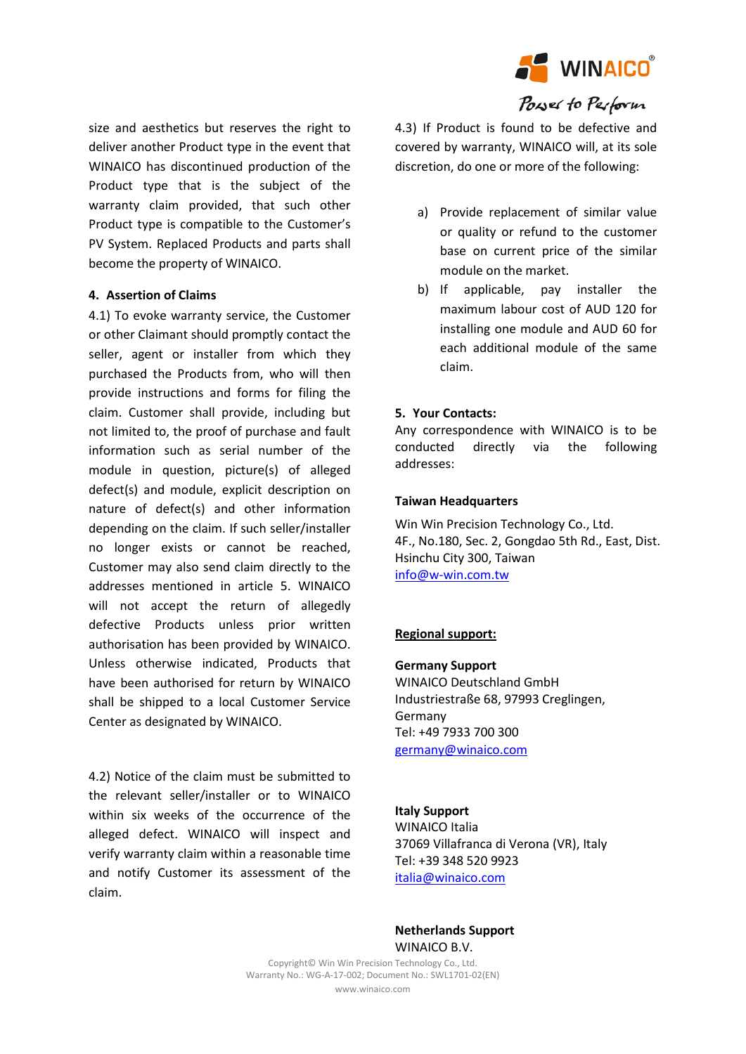size and aesthetics but reserves the right to deliver another Product type in the event that WINAICO has discontinued production of the Product type that is the subject of the warranty claim provided, that such other Product type is compatible to the Customer's PV System. Replaced Products and parts shall become the property of WINAICO.

## 4. Assertion of Claims

4.1) To evoke warranty service, the Customer or other Claimant should promptly contact the seller, agent or installer from which they purchased the Products from, who will then provide instructions and forms for filing the claim. Customer shall provide, including but not limited to, the proof of purchase and fault information such as serial number of the module in question, picture(s) of alleged defect(s) and module, explicit description on nature of defect(s) and other information depending on the claim. If such seller/installer no longer exists or cannot be reached, Customer may also send claim directly to the addresses mentioned in article 5. WINAICO will not accept the return of allegedly defective Products unless prior written authorisation has been provided by WINAICO. Unless otherwise indicated, Products that have been authorised for return by WINAICO shall be shipped to a local Customer Service Center as designated by WINAICO.

4.2) Notice of the claim must be submitted to the relevant seller/installer or to WINAICO within six weeks of the occurrence of the alleged defect. WINAICO will inspect and verify warranty claim within a reasonable time and notify Customer its assessment of the claim.

4.3) If Product is found to be defective and covered by warranty, WINAICO will, at its sole discretion, do one or more of the following:

a) Provide replacement of similar value or quality or refund to the customer base on current price of the similar module on the market.
b) If applicable, pay installer the maximum labour cost of AUD 120 for installing one module and AUD 60 for each additional module of the same claim.

## 5. Your Contacts:

Any correspondence with WINAICO is to be conducted directly via the following addresses:

**Taiwan Headquarters**

Win Win Precision Technology Co., Ltd.
4F., No.180, Sec. 2, Gongdao 5th Rd., East, Dist.
Hsinchu City 300, Taiwan
info@w-win.com.tw

**Regional support:**

**Germany Support**
WINAICO Deutschland GmbH
Industriestraße 68, 97993 Creglingen, Germany
Tel: +49 7933 700 300
germany@winaico.com

**Italy Support**
WINAICO Italia
37069 Villafranca di Verona (VR), Italy
Tel: +39 348 520 9923
italia@winaico.com

**Netherlands Support**
WINAICO B.V.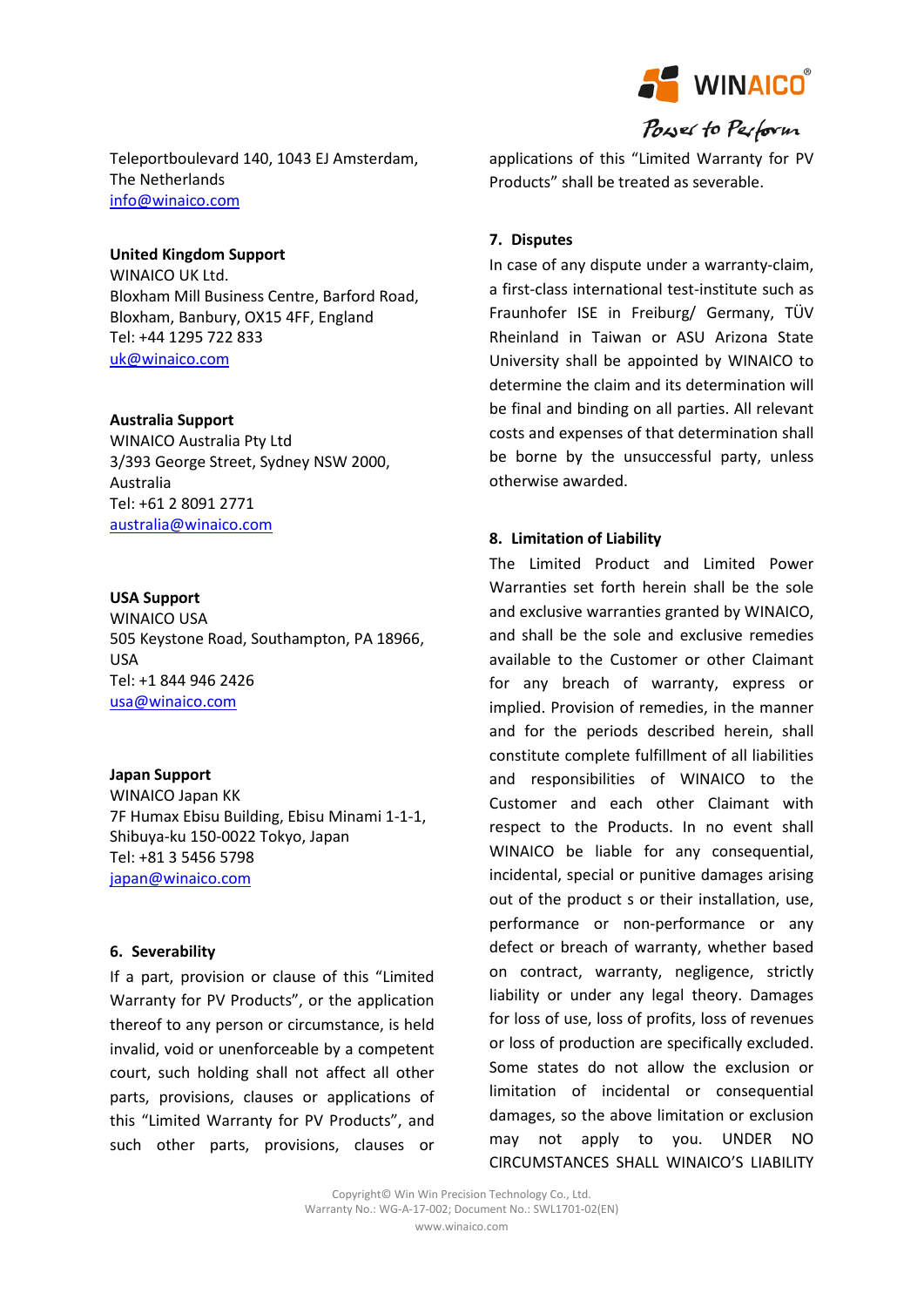Teleportboulevard 140, 1043 EJ Amsterdam, The Netherlands
info@winaico.com

**United Kingdom Support**
WINAICO UK Ltd.
Bloxham Mill Business Centre, Barford Road, Bloxham, Banbury, OX15 4FF, England
Tel: +44 1295 722 833
uk@winaico.com

**Australia Support**
WINAICO Australia Pty Ltd
3/393 George Street, Sydney NSW 2000, Australia
Tel: +61 2 8091 2771
australia@winaico.com

**USA Support**
WINAICO USA
505 Keystone Road, Southampton, PA 18966, USA
Tel: +1 844 946 2426
usa@winaico.com

**Japan Support**
WINAICO Japan KK
7F Humax Ebisu Building, Ebisu Minami 1-1-1, Shibuya-ku 150-0022 Tokyo, Japan
Tel: +81 3 5456 5798
japan@winaico.com

## 6. Severability

If a part, provision or clause of this "Limited Warranty for PV Products", or the application thereof to any person or circumstance, is held invalid, void or unenforceable by a competent court, such holding shall not affect all other parts, provisions, clauses or applications of this "Limited Warranty for PV Products", and such other parts, provisions, clauses or applications of this "Limited Warranty for PV Products" shall be treated as severable.

## 7. Disputes

In case of any dispute under a warranty-claim, a first-class international test-institute such as Fraunhofer ISE in Freiburg/ Germany, TÜV Rheinland in Taiwan or ASU Arizona State University shall be appointed by WINAICO to determine the claim and its determination will be final and binding on all parties. All relevant costs and expenses of that determination shall be borne by the unsuccessful party, unless otherwise awarded.

## 8. Limitation of Liability

The Limited Product and Limited Power Warranties set forth herein shall be the sole and exclusive warranties granted by WINAICO, and shall be the sole and exclusive remedies available to the Customer or other Claimant for any breach of warranty, express or implied. Provision of remedies, in the manner and for the periods described herein, shall constitute complete fulfillment of all liabilities and responsibilities of WINAICO to the Customer and each other Claimant with respect to the Products. In no event shall WINAICO be liable for any consequential, incidental, special or punitive damages arising out of the product s or their installation, use, performance or non-performance or any defect or breach of warranty, whether based on contract, warranty, negligence, strictly liability or under any legal theory. Damages for loss of use, loss of profits, loss of revenues or loss of production are specifically excluded. Some states do not allow the exclusion or limitation of incidental or consequential damages, so the above limitation or exclusion may not apply to you. UNDER NO CIRCUMSTANCES SHALL WINAICO'S LIABILITY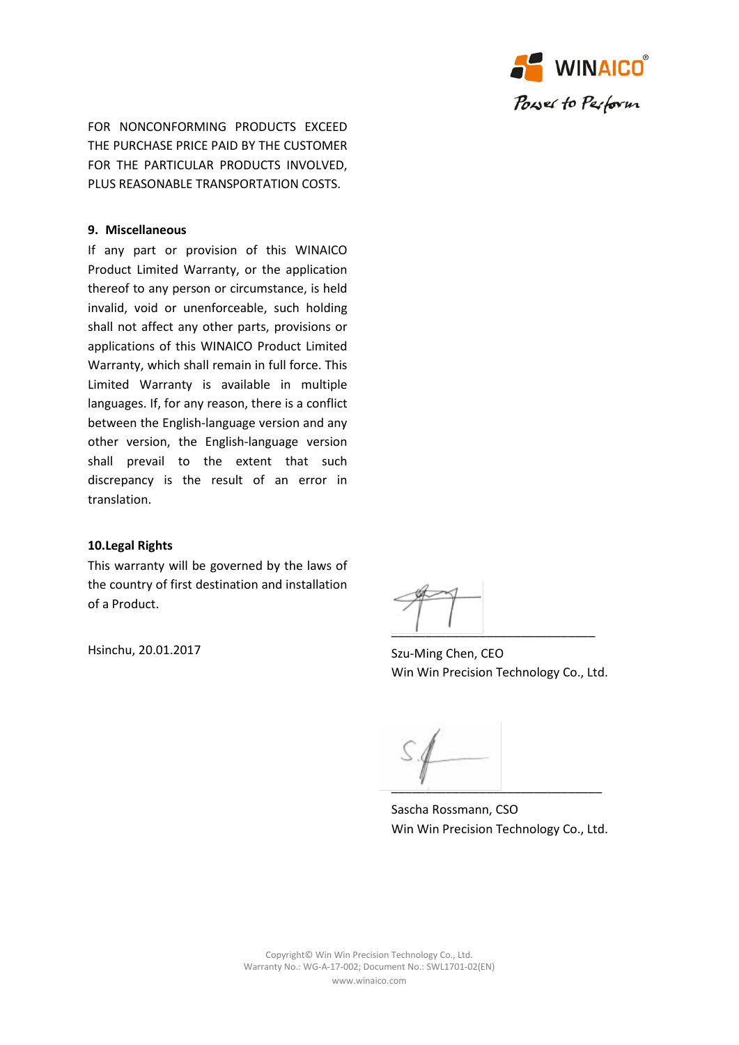FOR NONCONFORMING PRODUCTS EXCEED THE PURCHASE PRICE PAID BY THE CUSTOMER FOR THE PARTICULAR PRODUCTS INVOLVED, PLUS REASONABLE TRANSPORTATION COSTS.

**9. Miscellaneous**

If any part or provision of this WINAICO Product Limited Warranty, or the application thereof to any person or circumstance, is held invalid, void or unenforceable, such holding shall not affect any other parts, provisions or applications of this WINAICO Product Limited Warranty, which shall remain in full force. This Limited Warranty is available in multiple languages. If, for any reason, there is a conflict between the English-language version and any other version, the English-language version shall prevail to the extent that such discrepancy is the result of an error in translation.

**10.Legal Rights**

This warranty will be governed by the laws of the country of first destination and installation of a Product.

Hsinchu, 20.01.2017

______________________________

Szu-Ming Chen, CEO
Win Win Precision Technology Co., Ltd.

______________________________

Sascha Rossmann, CSO
Win Win Precision Technology Co., Ltd.